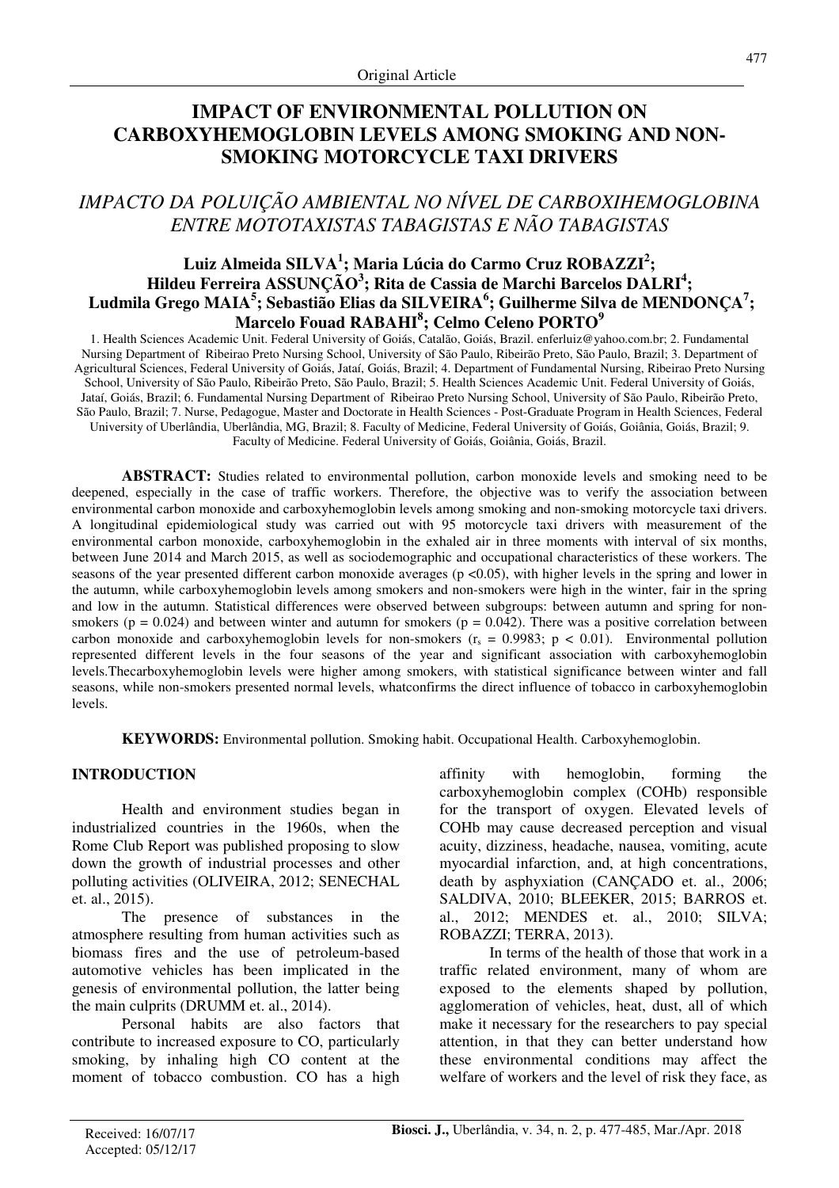Original Article

# IMPACT OF ENVIRONMENTAL POLLUTION ON CARBOXYHEMOGLOBIN LEVELS AMONG SMOKING AND NON-SMOKING MOTORCYCLE TAXI DRIVERS

## *IMPACTO DA POLUIÇÃO AMBIENTAL NO NÍVEL DE CARBOXIHEMOGLOBINA ENTRE MOTOTAXISTAS TABAGISTAS E NÃO TABAGISTAS*

**Luiz Almeida SILVA[1]; Maria Lúcia do Carmo Cruz ROBAZZI[2]; Hildeu Ferreira ASSUNÇÃO[3]; Rita de Cassia de Marchi Barcelos DALRI[4]; Ludmila Grego MAIA[5]; Sebastião Elias da SILVEIRA[6]; Guilherme Silva de MENDONÇA[7]; Marcelo Fouad RABAHI[8]; Celmo Celeno PORTO[9]**

1. Health Sciences Academic Unit. Federal University of Goiás, Catalão, Goiás, Brazil. enferluiz@yahoo.com.br; 2. Fundamental Nursing Department of Ribeirao Preto Nursing School, University of São Paulo, Ribeirão Preto, São Paulo, Brazil; 3. Department of Agricultural Sciences, Federal University of Goiás, Jataí, Goiás, Brazil; 4. Department of Fundamental Nursing, Ribeirao Preto Nursing School, University of São Paulo, Ribeirão Preto, São Paulo, Brazil; 5. Health Sciences Academic Unit. Federal University of Goiás, Jataí, Goiás, Brazil; 6. Fundamental Nursing Department of Ribeirao Preto Nursing School, University of São Paulo, Ribeirão Preto, São Paulo, Brazil; 7. Nurse, Pedagogue, Master and Doctorate in Health Sciences - Post-Graduate Program in Health Sciences, Federal University of Uberlândia, Uberlândia, MG, Brazil; 8. Faculty of Medicine, Federal University of Goiás, Goiânia, Goiás, Brazil; 9. Faculty of Medicine. Federal University of Goiás, Goiânia, Goiás, Brazil.

**ABSTRACT:** Studies related to environmental pollution, carbon monoxide levels and smoking need to be deepened, especially in the case of traffic workers. Therefore, the objective was to verify the association between environmental carbon monoxide and carboxyhemoglobin levels among smoking and non-smoking motorcycle taxi drivers. A longitudinal epidemiological study was carried out with 95 motorcycle taxi drivers with measurement of the environmental carbon monoxide, carboxyhemoglobin in the exhaled air in three moments with interval of six months, between June 2014 and March 2015, as well as sociodemographic and occupational characteristics of these workers. The seasons of the year presented different carbon monoxide averages ($p < 0.05$), with higher levels in the spring and lower in the autumn, while carboxyhemoglobin levels among smokers and non-smokers were high in the winter, fair in the spring and low in the autumn. Statistical differences were observed between subgroups: between autumn and spring for non-smokers ($p = 0.024$) and between winter and autumn for smokers ($p = 0.042$). There was a positive correlation between carbon monoxide and carboxyhemoglobin levels for non-smokers ($r_s = 0.9983$; $p < 0.01$). Environmental pollution represented different levels in the four seasons of the year and significant association with carboxyhemoglobin levels.Thecarboxyhemoglobin levels were higher among smokers, with statistical significance between winter and fall seasons, while non-smokers presented normal levels, whatconfirms the direct influence of tobacco in carboxyhemoglobin levels.

**KEYWORDS:** Environmental pollution. Smoking habit. Occupational Health. Carboxyhemoglobin.

## INTRODUCTION

Health and environment studies began in industrialized countries in the 1960s, when the Rome Club Report was published proposing to slow down the growth of industrial processes and other polluting activities (OLIVEIRA, 2012; SENECHAL et. al., 2015).

The presence of substances in the atmosphere resulting from human activities such as biomass fires and the use of petroleum-based automotive vehicles has been implicated in the genesis of environmental pollution, the latter being the main culprits (DRUMM et. al., 2014).

Personal habits are also factors that contribute to increased exposure to CO, particularly smoking, by inhaling high CO content at the moment of tobacco combustion. CO has a high affinity with hemoglobin, forming the carboxyhemoglobin complex (COHb) responsible for the transport of oxygen. Elevated levels of COHb may cause decreased perception and visual acuity, dizziness, headache, nausea, vomiting, acute myocardial infarction, and, at high concentrations, death by asphyxiation (CANÇADO et. al., 2006; SALDIVA, 2010; BLEEKER, 2015; BARROS et. al., 2012; MENDES et. al., 2010; SILVA; ROBAZZI; TERRA, 2013).

In terms of the health of those that work in a traffic related environment, many of whom are exposed to the elements shaped by pollution, agglomeration of vehicles, heat, dust, all of which make it necessary for the researchers to pay special attention, in that they can better understand how these environmental conditions may affect the welfare of workers and the level of risk they face, as

Received: 16/07/17
Accepted: 05/12/17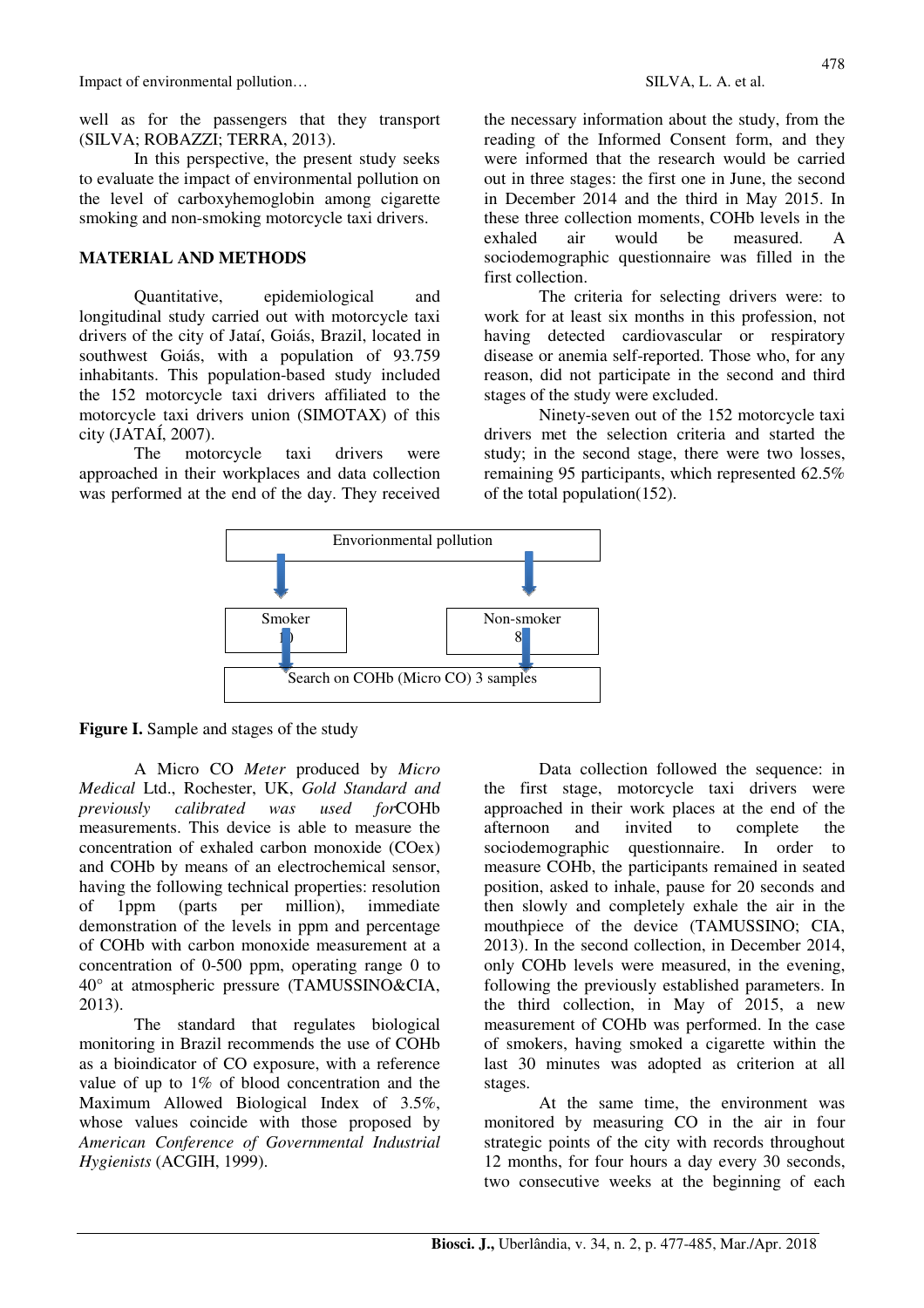well as for the passengers that they transport (SILVA; ROBAZZI; TERRA, 2013).

In this perspective, the present study seeks to evaluate the impact of environmental pollution on the level of carboxyhemoglobin among cigarette smoking and non-smoking motorcycle taxi drivers.

## MATERIAL AND METHODS

Quantitative, epidemiological and longitudinal study carried out with motorcycle taxi drivers of the city of Jataí, Goiás, Brazil, located in southwest Goiás, with a population of 93.759 inhabitants. This population-based study included the 152 motorcycle taxi drivers affiliated to the motorcycle taxi drivers union (SIMOTAX) of this city (JATAÍ, 2007).

The motorcycle taxi drivers were approached in their workplaces and data collection was performed at the end of the day. They received the necessary information about the study, from the reading of the Informed Consent form, and they were informed that the research would be carried out in three stages: the first one in June, the second in December 2014 and the third in May 2015. In these three collection moments, COHb levels in the exhaled air would be measured. A sociodemographic questionnaire was filled in the first collection.

The criteria for selecting drivers were: to work for at least six months in this profession, not having detected cardiovascular or respiratory disease or anemia self-reported. Those who, for any reason, did not participate in the second and third stages of the study were excluded.

Ninety-seven out of the 152 motorcycle taxi drivers met the selection criteria and started the study; in the second stage, there were two losses, remaining 95 participants, which represented 62.5% of the total population(152).

Envorionmental pollution

Smoker
10

Non-smoker
8

Search on COHb (Micro CO) 3 samples

**Figure I.** Sample and stages of the study

A Micro CO *Meter* produced by *Micro Medical* Ltd., Rochester, UK, *Gold Standard and previously calibrated was used for*COHb measurements. This device is able to measure the concentration of exhaled carbon monoxide (COex) and COHb by means of an electrochemical sensor, having the following technical properties: resolution of 1ppm (parts per million), immediate demonstration of the levels in ppm and percentage of COHb with carbon monoxide measurement at a concentration of 0-500 ppm, operating range 0 to 40° at atmospheric pressure (TAMUSSINO&CIA, 2013).

The standard that regulates biological monitoring in Brazil recommends the use of COHb as a bioindicator of CO exposure, with a reference value of up to 1% of blood concentration and the Maximum Allowed Biological Index of 3.5%, whose values coincide with those proposed by *American Conference of Governmental Industrial Hygienists* (ACGIH, 1999).

Data collection followed the sequence: in the first stage, motorcycle taxi drivers were approached in their work places at the end of the afternoon and invited to complete the sociodemographic questionnaire. In order to measure COHb, the participants remained in seated position, asked to inhale, pause for 20 seconds and then slowly and completely exhale the air in the mouthpiece of the device (TAMUSSINO; CIA, 2013). In the second collection, in December 2014, only COHb levels were measured, in the evening, following the previously established parameters. In the third collection, in May of 2015, a new measurement of COHb was performed. In the case of smokers, having smoked a cigarette within the last 30 minutes was adopted as criterion at all stages.

At the same time, the environment was monitored by measuring CO in the air in four strategic points of the city with records throughout 12 months, for four hours a day every 30 seconds, two consecutive weeks at the beginning of each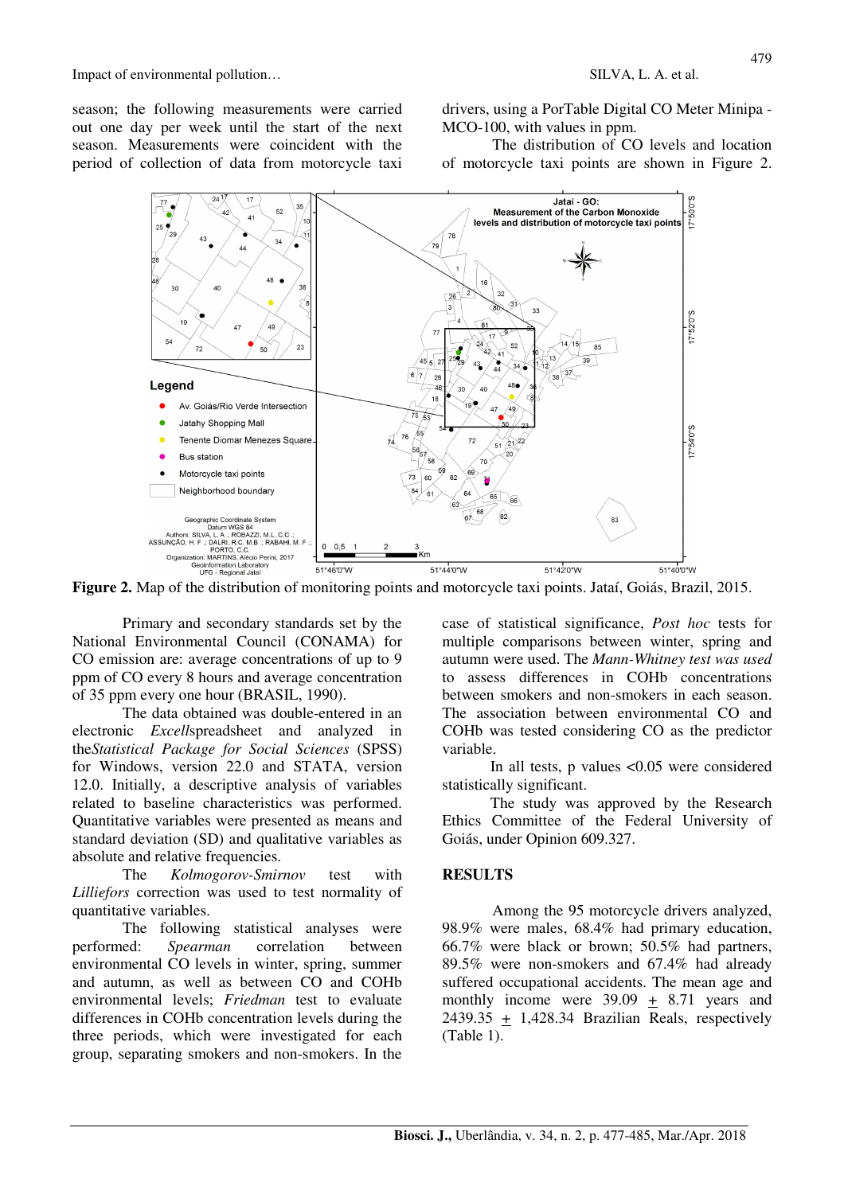season; the following measurements were carried out one day per week until the start of the next season. Measurements were coincident with the period of collection of data from motorcycle taxi drivers, using a PorTable Digital CO Meter Minipa - MCO-100, with values in ppm.

The distribution of CO levels and location of motorcycle taxi points are shown in Figure 2.

**Figure 2.** Map of the distribution of monitoring points and motorcycle taxi points. Jataí, Goiás, Brazil, 2015.

Primary and secondary standards set by the National Environmental Council (CONAMA) for CO emission are: average concentrations of up to 9 ppm of CO every 8 hours and average concentration of 35 ppm every one hour (BRASIL, 1990).

The data obtained was double-entered in an electronic *Excell*spreadsheet and analyzed in the*Statistical Package for Social Sciences* (SPSS) for Windows, version 22.0 and STATA, version 12.0. Initially, a descriptive analysis of variables related to baseline characteristics was performed. Quantitative variables were presented as means and standard deviation (SD) and qualitative variables as absolute and relative frequencies.

The *Kolmogorov-Smirnov* test with *Lilliefors* correction was used to test normality of quantitative variables.

The following statistical analyses were performed: *Spearman* correlation between environmental CO levels in winter, spring, summer and autumn, as well as between CO and COHb environmental levels; *Friedman* test to evaluate differences in COHb concentration levels during the three periods, which were investigated for each group, separating smokers and non-smokers. In the case of statistical significance, *Post hoc* tests for multiple comparisons between winter, spring and autumn were used. The *Mann-Whitney test was used* to assess differences in COHb concentrations between smokers and non-smokers in each season. The association between environmental CO and COHb was tested considering CO as the predictor variable.

In all tests, p values <0.05 were considered statistically significant.

The study was approved by the Research Ethics Committee of the Federal University of Goiás, under Opinion 609.327.

## RESULTS

Among the 95 motorcycle drivers analyzed, 98.9% were males, 68.4% had primary education, 66.7% were black or brown; 50.5% had partners, 89.5% were non-smokers and 67.4% had already suffered occupational accidents. The mean age and monthly income were 39.09 $\pm$ 8.71 years and 2439.35 $\pm$ 1,428.34 Brazilian Reals, respectively (Table 1).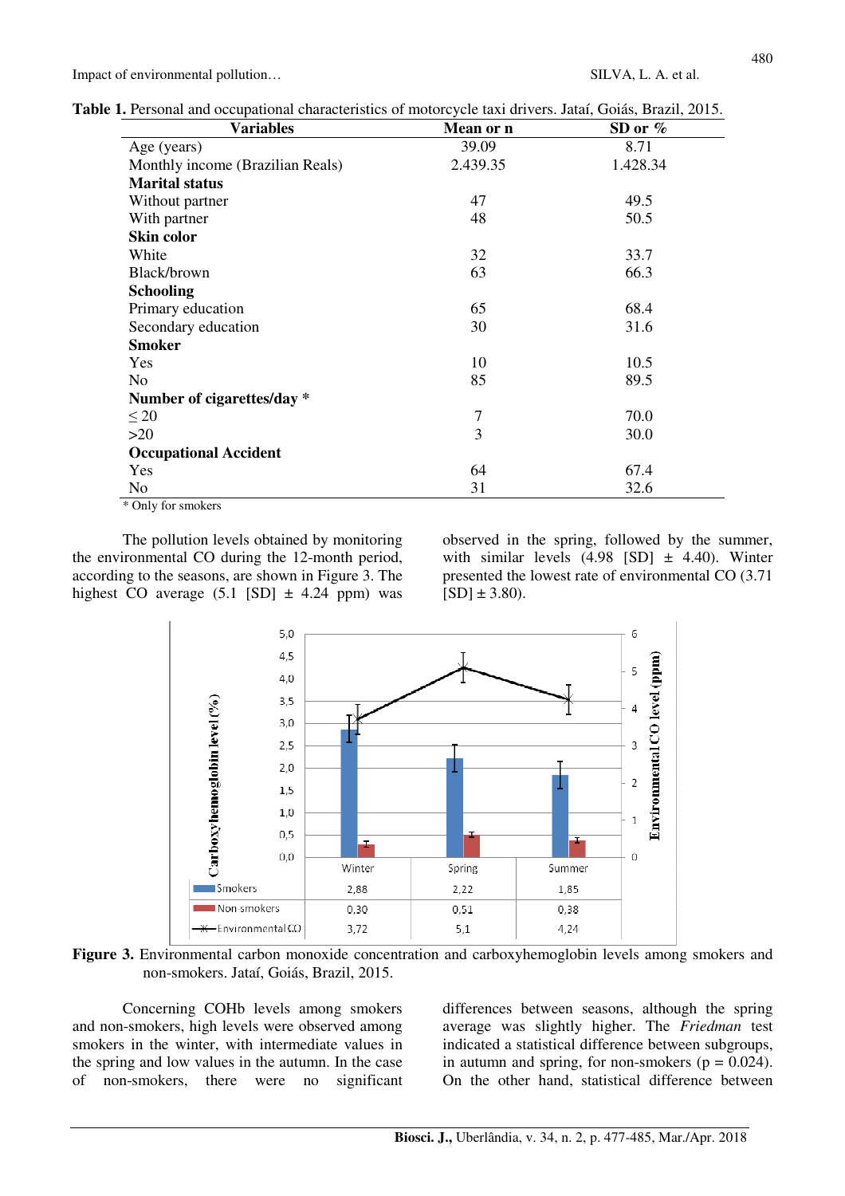**Table 1.** Personal and occupational characteristics of motorcycle taxi drivers. Jataí, Goiás, Brazil, 2015.

| Variables | Mean or n | SD or % |
|---|---|---|
| Age (years) | 39.09 | 8.71 |
| Monthly income (Brazilian Reals) | 2.439.35 | 1.428.34 |
| **Marital status** | | |
| Without partner | 47 | 49.5 |
| With partner | 48 | 50.5 |
| **Skin color** | | |
| White | 32 | 33.7 |
| Black/brown | 63 | 66.3 |
| **Schooling** | | |
| Primary education | 65 | 68.4 |
| Secondary education | 30 | 31.6 |
| **Smoker** | | |
| Yes | 10 | 10.5 |
| No | 85 | 89.5 |
| **Number of cigarettes/day *** | | |
| ≤ 20 | 7 | 70.0 |
| >20 | 3 | 30.0 |
| **Occupational Accident** | | |
| Yes | 64 | 67.4 |
| No | 31 | 32.6 |

\* Only for smokers

The pollution levels obtained by monitoring the environmental CO during the 12-month period, according to the seasons, are shown in Figure 3. The highest CO average (5.1 [SD] ± 4.24 ppm) was observed in the spring, followed by the summer, with similar levels (4.98 [SD] ± 4.40). Winter presented the lowest rate of environmental CO (3.71 [SD] ± 3.80).

| | Winter | Spring | Summer |
|---|---|---|---|
| Smokers | 2,88 | 2,22 | 1,85 |
| Non-smokers | 0,30 | 0,51 | 0,38 |
| Environmental CO | 3,72 | 5,1 | 4,24 |

**Figure 3.** Environmental carbon monoxide concentration and carboxyhemoglobin levels among smokers and non-smokers. Jataí, Goiás, Brazil, 2015.

Concerning COHb levels among smokers and non-smokers, high levels were observed among smokers in the winter, with intermediate values in the spring and low values in the autumn. In the case of non-smokers, there were no significant differences between seasons, although the spring average was slightly higher. The *Friedman* test indicated a statistical difference between subgroups, in autumn and spring, for non-smokers ($p = 0.024$). On the other hand, statistical difference between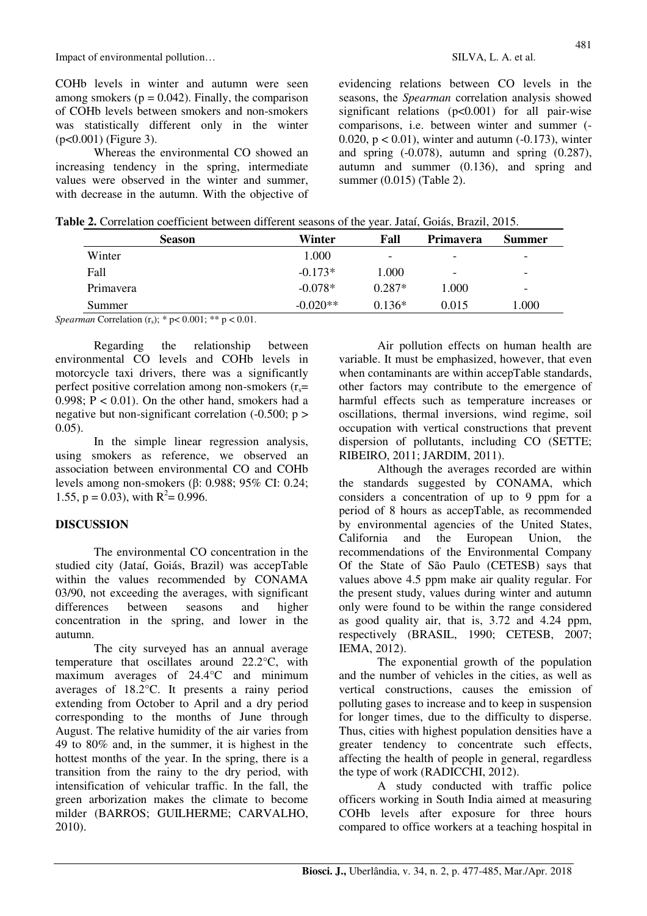COHb levels in winter and autumn were seen among smokers ($p = 0.042$). Finally, the comparison of COHb levels between smokers and non-smokers was statistically different only in the winter ($p<0.001$) (Figure 3).

Whereas the environmental CO showed an increasing tendency in the spring, intermediate values were observed in the winter and summer, with decrease in the autumn. With the objective of evidencing relations between CO levels in the seasons, the *Spearman* correlation analysis showed significant relations ($p<0.001$) for all pair-wise comparisons, i.e. between winter and summer (-0.020, $p < 0.01$), winter and autumn (-0.173), winter and spring (-0.078), autumn and spring (0.287), autumn and summer (0.136), and spring and summer (0.015) (Table 2).

**Table 2.** Correlation coefficient between different seasons of the year. Jataí, Goiás, Brazil, 2015.

| Season | Winter | Fall | Primavera | Summer |
|---|---|---|---|---|
| Winter | 1.000 | - | - | - |
| Fall | -0.173* | 1.000 | - | - |
| Primavera | -0.078* | 0.287* | 1.000 | - |
| Summer | -0.020** | 0.136* | 0.015 | 1.000 |

*Spearman* Correlation ($r_s$); * p< 0.001; ** p < 0.01.

Regarding the relationship between environmental CO levels and COHb levels in motorcycle taxi drivers, there was a significantly perfect positive correlation among non-smokers ($r_s = 0.998$; $P < 0.01$). On the other hand, smokers had a negative but non-significant correlation (-0.500; $p > 0.05$).

In the simple linear regression analysis, using smokers as reference, we observed an association between environmental CO and COHb levels among non-smokers (β: 0.988; 95% CI: 0.24; 1.55, $p = 0.03$), with $R^2 = 0.996$.

## DISCUSSION

The environmental CO concentration in the studied city (Jataí, Goiás, Brazil) was accepTable within the values recommended by CONAMA 03/90, not exceeding the averages, with significant differences between seasons and higher concentration in the spring, and lower in the autumn.

The city surveyed has an annual average temperature that oscillates around 22.2°C, with maximum averages of 24.4°C and minimum averages of 18.2°C. It presents a rainy period extending from October to April and a dry period corresponding to the months of June through August. The relative humidity of the air varies from 49 to 80% and, in the summer, it is highest in the hottest months of the year. In the spring, there is a transition from the rainy to the dry period, with intensification of vehicular traffic. In the fall, the green arborization makes the climate to become milder (BARROS; GUILHERME; CARVALHO, 2010).

Air pollution effects on human health are variable. It must be emphasized, however, that even when contaminants are within accepTable standards, other factors may contribute to the emergence of harmful effects such as temperature increases or oscillations, thermal inversions, wind regime, soil occupation with vertical constructions that prevent dispersion of pollutants, including CO (SETTE; RIBEIRO, 2011; JARDIM, 2011).

Although the averages recorded are within the standards suggested by CONAMA, which considers a concentration of up to 9 ppm for a period of 8 hours as accepTable, as recommended by environmental agencies of the United States, California and the European Union, the recommendations of the Environmental Company Of the State of São Paulo (CETESB) says that values above 4.5 ppm make air quality regular. For the present study, values during winter and autumn only were found to be within the range considered as good quality air, that is, 3.72 and 4.24 ppm, respectively (BRASIL, 1990; CETESB, 2007; IEMA, 2012).

The exponential growth of the population and the number of vehicles in the cities, as well as vertical constructions, causes the emission of polluting gases to increase and to keep in suspension for longer times, due to the difficulty to disperse. Thus, cities with highest population densities have a greater tendency to concentrate such effects, affecting the health of people in general, regardless the type of work (RADICCHI, 2012).

A study conducted with traffic police officers working in South India aimed at measuring COHb levels after exposure for three hours compared to office workers at a teaching hospital in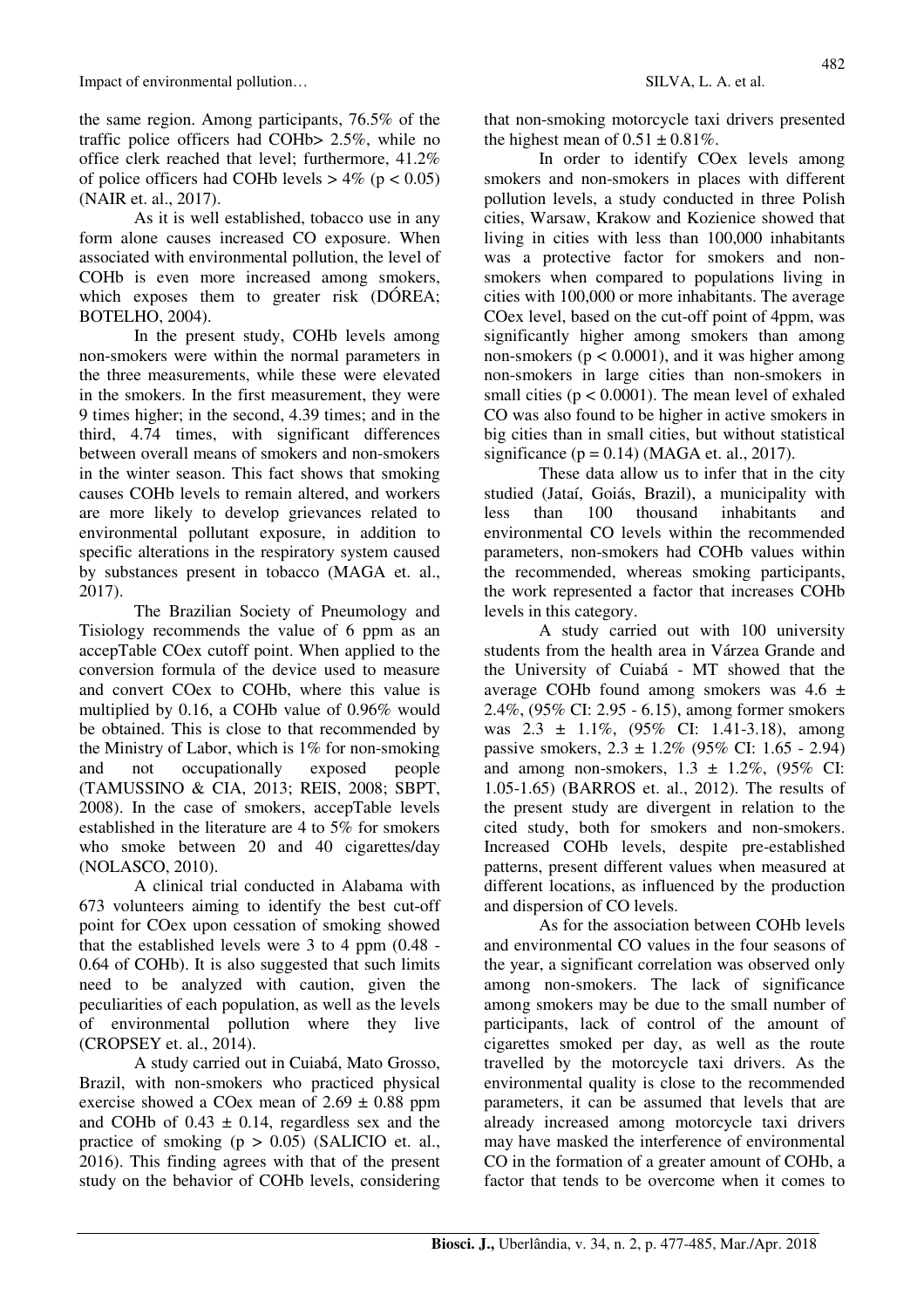the same region. Among participants, 76.5% of the traffic police officers had COHb> 2.5%, while no office clerk reached that level; furthermore, 41.2% of police officers had COHb levels > 4% ($p < 0.05$) (NAIR et. al., 2017).

As it is well established, tobacco use in any form alone causes increased CO exposure. When associated with environmental pollution, the level of COHb is even more increased among smokers, which exposes them to greater risk (DÓREA; BOTELHO, 2004).

In the present study, COHb levels among non-smokers were within the normal parameters in the three measurements, while these were elevated in the smokers. In the first measurement, they were 9 times higher; in the second, 4.39 times; and in the third, 4.74 times, with significant differences between overall means of smokers and non-smokers in the winter season. This fact shows that smoking causes COHb levels to remain altered, and workers are more likely to develop grievances related to environmental pollutant exposure, in addition to specific alterations in the respiratory system caused by substances present in tobacco (MAGA et. al., 2017).

The Brazilian Society of Pneumology and Tisiology recommends the value of 6 ppm as an accepTable COex cutoff point. When applied to the conversion formula of the device used to measure and convert COex to COHb, where this value is multiplied by 0.16, a COHb value of 0.96% would be obtained. This is close to that recommended by the Ministry of Labor, which is 1% for non-smoking and not occupationally exposed people (TAMUSSINO & CIA, 2013; REIS, 2008; SBPT, 2008). In the case of smokers, accepTable levels established in the literature are 4 to 5% for smokers who smoke between 20 and 40 cigarettes/day (NOLASCO, 2010).

A clinical trial conducted in Alabama with 673 volunteers aiming to identify the best cut-off point for COex upon cessation of smoking showed that the established levels were 3 to 4 ppm (0.48 - 0.64 of COHb). It is also suggested that such limits need to be analyzed with caution, given the peculiarities of each population, as well as the levels of environmental pollution where they live (CROPSEY et. al., 2014).

A study carried out in Cuiabá, Mato Grosso, Brazil, with non-smokers who practiced physical exercise showed a COex mean of 2.69 ± 0.88 ppm and COHb of 0.43 ± 0.14, regardless sex and the practice of smoking ($p > 0.05$) (SALICIO et. al., 2016). This finding agrees with that of the present study on the behavior of COHb levels, considering that non-smoking motorcycle taxi drivers presented the highest mean of 0.51 ± 0.81%.

In order to identify COex levels among smokers and non-smokers in places with different pollution levels, a study conducted in three Polish cities, Warsaw, Krakow and Kozienice showed that living in cities with less than 100,000 inhabitants was a protective factor for smokers and non-smokers when compared to populations living in cities with 100,000 or more inhabitants. The average COex level, based on the cut-off point of 4ppm, was significantly higher among smokers than among non-smokers ($p < 0.0001$), and it was higher among non-smokers in large cities than non-smokers in small cities ($p < 0.0001$). The mean level of exhaled CO was also found to be higher in active smokers in big cities than in small cities, but without statistical significance ($p = 0.14$) (MAGA et. al., 2017).

These data allow us to infer that in the city studied (Jataí, Goiás, Brazil), a municipality with less than 100 thousand inhabitants and environmental CO levels within the recommended parameters, non-smokers had COHb values within the recommended, whereas smoking participants, the work represented a factor that increases COHb levels in this category.

A study carried out with 100 university students from the health area in Várzea Grande and the University of Cuiabá - MT showed that the average COHb found among smokers was 4.6 ± 2.4%, (95% CI: 2.95 - 6.15), among former smokers was 2.3 ± 1.1%, (95% CI: 1.41-3.18), among passive smokers, 2.3 ± 1.2% (95% CI: 1.65 - 2.94) and among non-smokers, 1.3 ± 1.2%, (95% CI: 1.05-1.65) (BARROS et. al., 2012). The results of the present study are divergent in relation to the cited study, both for smokers and non-smokers. Increased COHb levels, despite pre-established patterns, present different values when measured at different locations, as influenced by the production and dispersion of CO levels.

As for the association between COHb levels and environmental CO values in the four seasons of the year, a significant correlation was observed only among non-smokers. The lack of significance among smokers may be due to the small number of participants, lack of control of the amount of cigarettes smoked per day, as well as the route travelled by the motorcycle taxi drivers. As the environmental quality is close to the recommended parameters, it can be assumed that levels that are already increased among motorcycle taxi drivers may have masked the interference of environmental CO in the formation of a greater amount of COHb, a factor that tends to be overcome when it comes to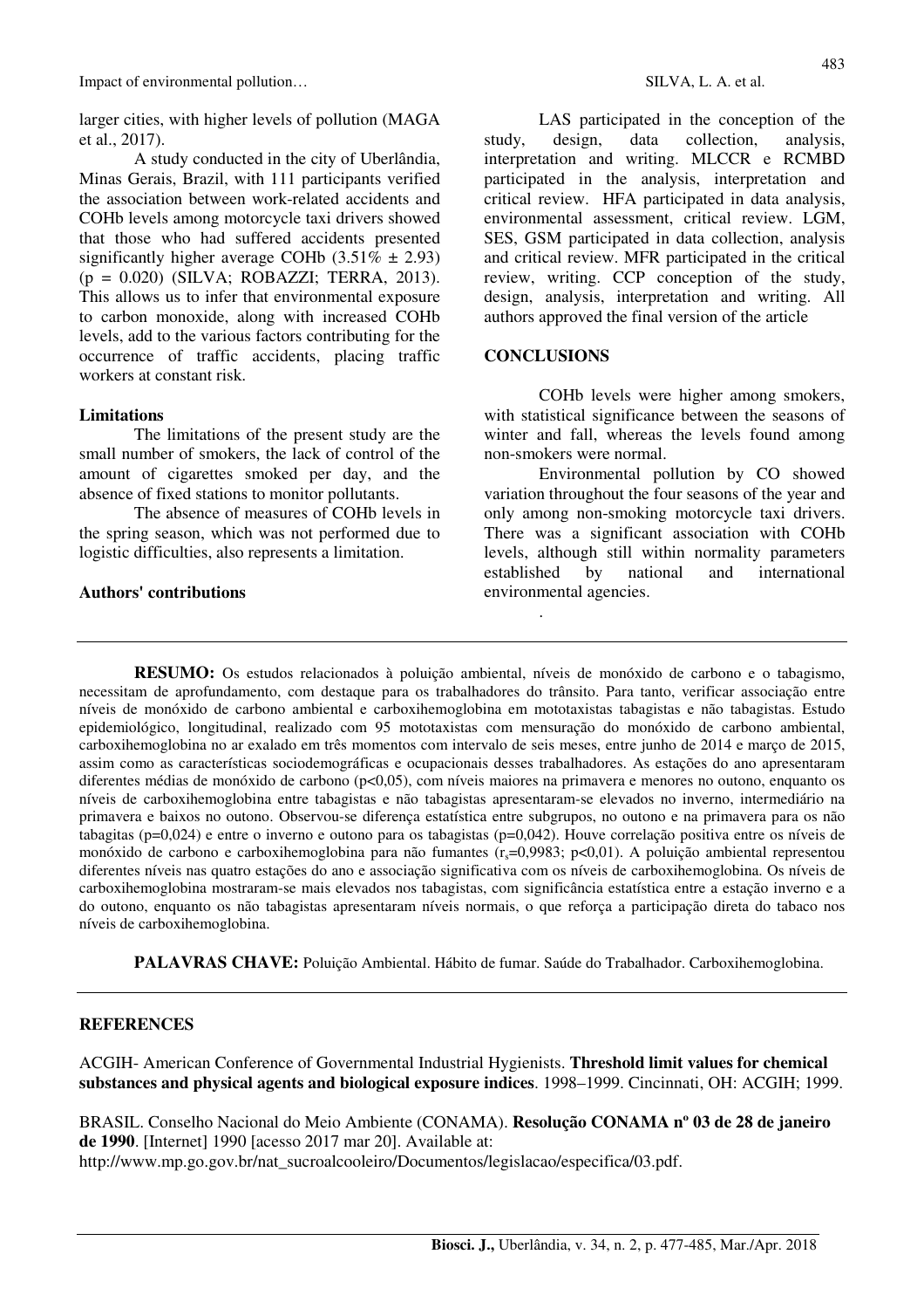larger cities, with higher levels of pollution (MAGA et al., 2017).

A study conducted in the city of Uberlândia, Minas Gerais, Brazil, with 111 participants verified the association between work-related accidents and COHb levels among motorcycle taxi drivers showed that those who had suffered accidents presented significantly higher average COHb (3.51% ± 2.93) (p = 0.020) (SILVA; ROBAZZI; TERRA, 2013). This allows us to infer that environmental exposure to carbon monoxide, along with increased COHb levels, add to the various factors contributing for the occurrence of traffic accidents, placing traffic workers at constant risk.

### Limitations

The limitations of the present study are the small number of smokers, the lack of control of the amount of cigarettes smoked per day, and the absence of fixed stations to monitor pollutants.

The absence of measures of COHb levels in the spring season, which was not performed due to logistic difficulties, also represents a limitation.

### Authors' contributions

LAS participated in the conception of the study, design, data collection, analysis, interpretation and writing. MLCCR e RCMBD participated in the analysis, interpretation and critical review. HFA participated in data analysis, environmental assessment, critical review. LGM, SES, GSM participated in data collection, analysis and critical review. MFR participated in the critical review, writing. CCP conception of the study, design, analysis, interpretation and writing. All authors approved the final version of the article

## CONCLUSIONS

COHb levels were higher among smokers, with statistical significance between the seasons of winter and fall, whereas the levels found among non-smokers were normal.

Environmental pollution by CO showed variation throughout the four seasons of the year and only among non-smoking motorcycle taxi drivers. There was a significant association with COHb levels, although still within normality parameters established by national and international environmental agencies.

.

---

**RESUMO:** Os estudos relacionados à poluição ambiental, níveis de monóxido de carbono e o tabagismo, necessitam de aprofundamento, com destaque para os trabalhadores do trânsito. Para tanto, verificar associação entre níveis de monóxido de carbono ambiental e carboxihemoglobina em mototaxistas tabagistas e não tabagistas. Estudo epidemiológico, longitudinal, realizado com 95 mototaxistas com mensuração do monóxido de carbono ambiental, carboxihemoglobina no ar exalado em três momentos com intervalo de seis meses, entre junho de 2014 e março de 2015, assim como as características sociodemográficas e ocupacionais desses trabalhadores. As estações do ano apresentaram diferentes médias de monóxido de carbono ($p<0,05$), com níveis maiores na primavera e menores no outono, enquanto os níveis de carboxihemoglobina entre tabagistas e não tabagistas apresentaram-se elevados no inverno, intermediário na primavera e baixos no outono. Observou-se diferença estatística entre subgrupos, no outono e na primavera para os não tabagitas ($p=0,024$) e entre o inverno e outono para os tabagistas ($p=0,042$). Houve correlação positiva entre os níveis de monóxido de carbono e carboxihemoglobina para não fumantes ($r_s=0,9983$; $p<0,01$). A poluição ambiental representou diferentes níveis nas quatro estações do ano e associação significativa com os níveis de carboxihemoglobina. Os níveis de carboxihemoglobina mostraram-se mais elevados nos tabagistas, com significância estatística entre a estação inverno e a do outono, enquanto os não tabagistas apresentaram níveis normais, o que reforça a participação direta do tabaco nos níveis de carboxihemoglobina.

**PALAVRAS CHAVE:** Poluição Ambiental. Hábito de fumar. Saúde do Trabalhador. Carboxihemoglobina.

---

## REFERENCES

ACGIH- American Conference of Governmental Industrial Hygienists. **Threshold limit values for chemical substances and physical agents and biological exposure indices**. 1998–1999. Cincinnati, OH: ACGIH; 1999.

BRASIL. Conselho Nacional do Meio Ambiente (CONAMA). **Resolução CONAMA nº 03 de 28 de janeiro de 1990**. [Internet] 1990 [acesso 2017 mar 20]. Available at: http://www.mp.go.gov.br/nat_sucroalcooleiro/Documentos/legislacao/especifica/03.pdf.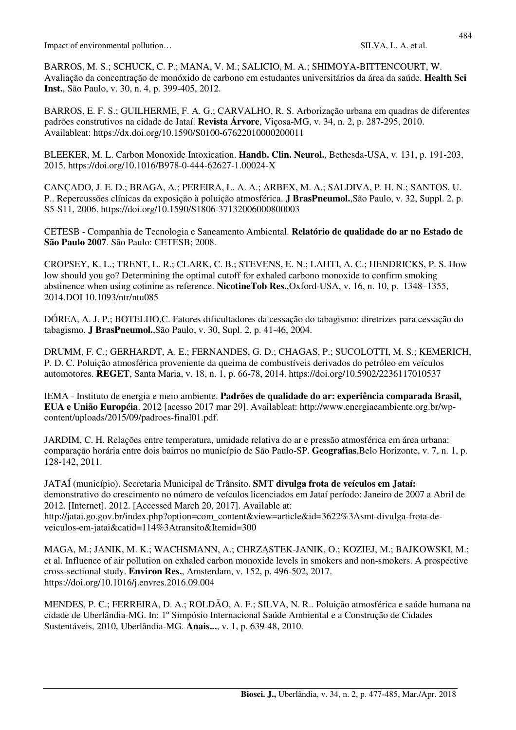BARROS, M. S.; SCHUCK, C. P.; MANA, V. M.; SALICIO, M. A.; SHIMOYA-BITTENCOURT, W. Avaliação da concentração de monóxido de carbono em estudantes universitários da área da saúde. **Health Sci Inst.**, São Paulo, v. 30, n. 4, p. 399-405, 2012.

BARROS, E. F. S.; GUILHERME, F. A. G.; CARVALHO, R. S. Arborização urbana em quadras de diferentes padrões construtivos na cidade de Jataí. **Revista Árvore**, Viçosa-MG, v. 34, n. 2, p. 287-295, 2010. Availableat: https://dx.doi.org/10.1590/S0100-67622010000200011

BLEEKER, M. L. Carbon Monoxide Intoxication. **Handb. Clin. Neurol.**, Bethesda-USA, v. 131, p. 191-203, 2015. https://doi.org/10.1016/B978-0-444-62627-1.00024-X

CANÇADO, J. E. D.; BRAGA, A.; PEREIRA, L. A. A.; ARBEX, M. A.; SALDIVA, P. H. N.; SANTOS, U. P.. Repercussões clínicas da exposição à poluição atmosférica. **J BrasPneumol.**,São Paulo, v. 32, Suppl. 2, p. S5-S11, 2006. https://doi.org/10.1590/S1806-37132006000800003

CETESB - Companhia de Tecnologia e Saneamento Ambiental. **Relatório de qualidade do ar no Estado de São Paulo 2007**. São Paulo: CETESB; 2008.

CROPSEY, K. L.; TRENT, L. R.; CLARK, C. B.; STEVENS, E. N.; LAHTI, A. C.; HENDRICKS, P. S. How low should you go? Determining the optimal cutoff for exhaled carbono monoxide to confirm smoking abstinence when using cotinine as reference. **NicotineTob Res.**,Oxford-USA, v. 16, n. 10, p. 1348–1355, 2014.DOI 10.1093/ntr/ntu085

DÓREA, A. J. P.; BOTELHO,C. Fatores dificultadores da cessação do tabagismo: diretrizes para cessação do tabagismo. **J BrasPneumol.**,São Paulo, v. 30, Supl. 2, p. 41-46, 2004.

DRUMM, F. C.; GERHARDT, A. E.; FERNANDES, G. D.; CHAGAS, P.; SUCOLOTTI, M. S.; KEMERICH, P. D. C. Poluição atmosférica proveniente da queima de combustíveis derivados do petróleo em veículos automotores. **REGET**, Santa Maria, v. 18, n. 1, p. 66-78, 2014. https://doi.org/10.5902/2236117010537

IEMA - Instituto de energia e meio ambiente. **Padrões de qualidade do ar: experiência comparada Brasil, EUA e União Européia**. 2012 [acesso 2017 mar 29]. Availableat: http://www.energiaeambiente.org.br/wp-content/uploads/2015/09/padroes-final01.pdf.

JARDIM, C. H. Relações entre temperatura, umidade relativa do ar e pressão atmosférica em área urbana: comparação horária entre dois bairros no município de São Paulo-SP. **Geografias**,Belo Horizonte, v. 7, n. 1, p. 128-142, 2011.

JATAÍ (município). Secretaria Municipal de Trânsito. **SMT divulga frota de veículos em Jataí:** demonstrativo do crescimento no número de veículos licenciados em Jataí período: Janeiro de 2007 a Abril de 2012. [Internet]. 2012. [Accessed March 20, 2017]. Available at: http://jatai.go.gov.br/index.php?option=com_content&view=article&id=3622%3Asmt-divulga-frota-de-veiculos-em-jatai&catid=114%3Atransito&Itemid=300

MAGA, M.; JANIK, M. K.; WACHSMANN, A.; CHRZĄSTEK-JANIK, O.; KOZIEJ, M.; BAJKOWSKI, M.; et al. Influence of air pollution on exhaled carbon monoxide levels in smokers and non-smokers. A prospective cross-sectional study. **Environ Res.**, Amsterdam, v. 152, p. 496-502, 2017. https://doi.org/10.1016/j.envres.2016.09.004

MENDES, P. C.; FERREIRA, D. A.; ROLDÃO, A. F.; SILVA, N. R.. Poluição atmosférica e saúde humana na cidade de Uberlândia-MG. In: 1º Simpósio Internacional Saúde Ambiental e a Construção de Cidades Sustentáveis, 2010, Uberlândia-MG. **Anais...**, v. 1, p. 639-48, 2010.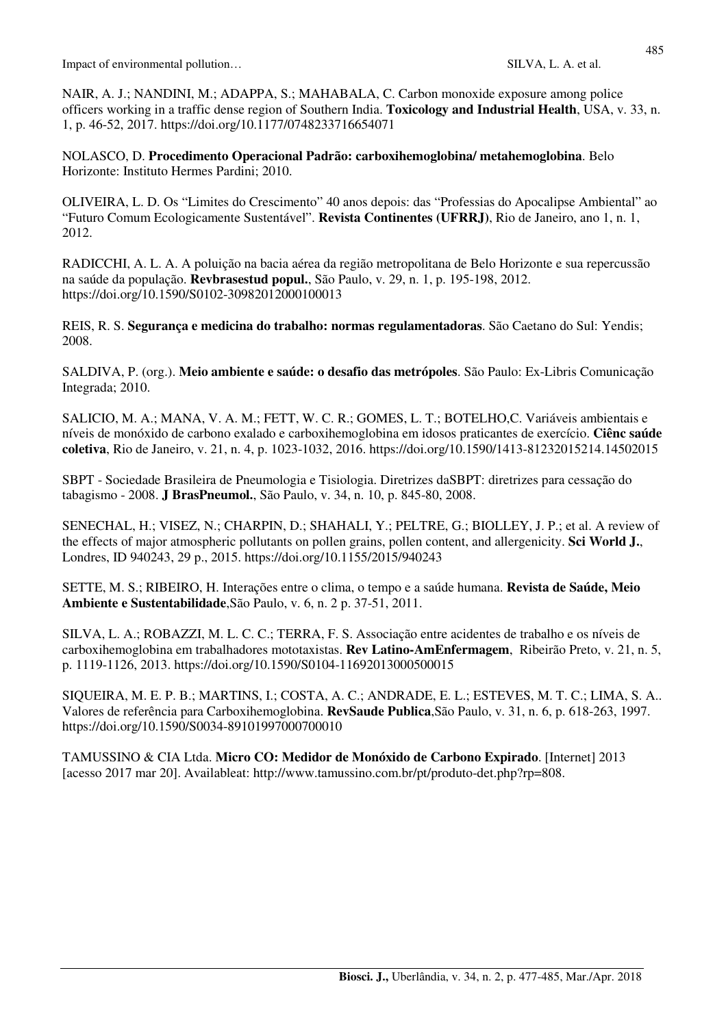NAIR, A. J.; NANDINI, M.; ADAPPA, S.; MAHABALA, C. Carbon monoxide exposure among police officers working in a traffic dense region of Southern India. **Toxicology and Industrial Health**, USA, v. 33, n. 1, p. 46-52, 2017. https://doi.org/10.1177/0748233716654071

NOLASCO, D. **Procedimento Operacional Padrão: carboxihemoglobina/ metahemoglobina**. Belo Horizonte: Instituto Hermes Pardini; 2010.

OLIVEIRA, L. D. Os "Limites do Crescimento" 40 anos depois: das "Professias do Apocalipse Ambiental" ao "Futuro Comum Ecologicamente Sustentável". **Revista Continentes (UFRRJ)**, Rio de Janeiro, ano 1, n. 1, 2012.

RADICCHI, A. L. A. A poluição na bacia aérea da região metropolitana de Belo Horizonte e sua repercussão na saúde da população. **Revbrasestud popul.**, São Paulo, v. 29, n. 1, p. 195-198, 2012. https://doi.org/10.1590/S0102-30982012000100013

REIS, R. S. **Segurança e medicina do trabalho: normas regulamentadoras**. São Caetano do Sul: Yendis; 2008.

SALDIVA, P. (org.). **Meio ambiente e saúde: o desafio das metrópoles**. São Paulo: Ex-Libris Comunicação Integrada; 2010.

SALICIO, M. A.; MANA, V. A. M.; FETT, W. C. R.; GOMES, L. T.; BOTELHO,C. Variáveis ambientais e níveis de monóxido de carbono exalado e carboxihemoglobina em idosos praticantes de exercício. **Ciênc saúde coletiva**, Rio de Janeiro, v. 21, n. 4, p. 1023-1032, 2016. https://doi.org/10.1590/1413-81232015214.14502015

SBPT - Sociedade Brasileira de Pneumologia e Tisiologia. Diretrizes daSBPT: diretrizes para cessação do tabagismo - 2008. **J BrasPneumol.**, São Paulo, v. 34, n. 10, p. 845-80, 2008.

SENECHAL, H.; VISEZ, N.; CHARPIN, D.; SHAHALI, Y.; PELTRE, G.; BIOLLEY, J. P.; et al. A review of the effects of major atmospheric pollutants on pollen grains, pollen content, and allergenicity. **Sci World J.**, Londres, ID 940243, 29 p., 2015. https://doi.org/10.1155/2015/940243

SETTE, M. S.; RIBEIRO, H. Interações entre o clima, o tempo e a saúde humana. **Revista de Saúde, Meio Ambiente e Sustentabilidade**,São Paulo, v. 6, n. 2 p. 37-51, 2011.

SILVA, L. A.; ROBAZZI, M. L. C. C.; TERRA, F. S. Associação entre acidentes de trabalho e os níveis de carboxihemoglobina em trabalhadores mototaxistas. **Rev Latino-AmEnfermagem**, Ribeirão Preto, v. 21, n. 5, p. 1119-1126, 2013. https://doi.org/10.1590/S0104-11692013000500015

SIQUEIRA, M. E. P. B.; MARTINS, I.; COSTA, A. C.; ANDRADE, E. L.; ESTEVES, M. T. C.; LIMA, S. A.. Valores de referência para Carboxihemoglobina. **RevSaude Publica**,São Paulo, v. 31, n. 6, p. 618-263, 1997. https://doi.org/10.1590/S0034-89101997000700010

TAMUSSINO & CIA Ltda. **Micro CO: Medidor de Monóxido de Carbono Expirado**. [Internet] 2013 [acesso 2017 mar 20]. Availableat: http://www.tamussino.com.br/pt/produto-det.php?rp=808.